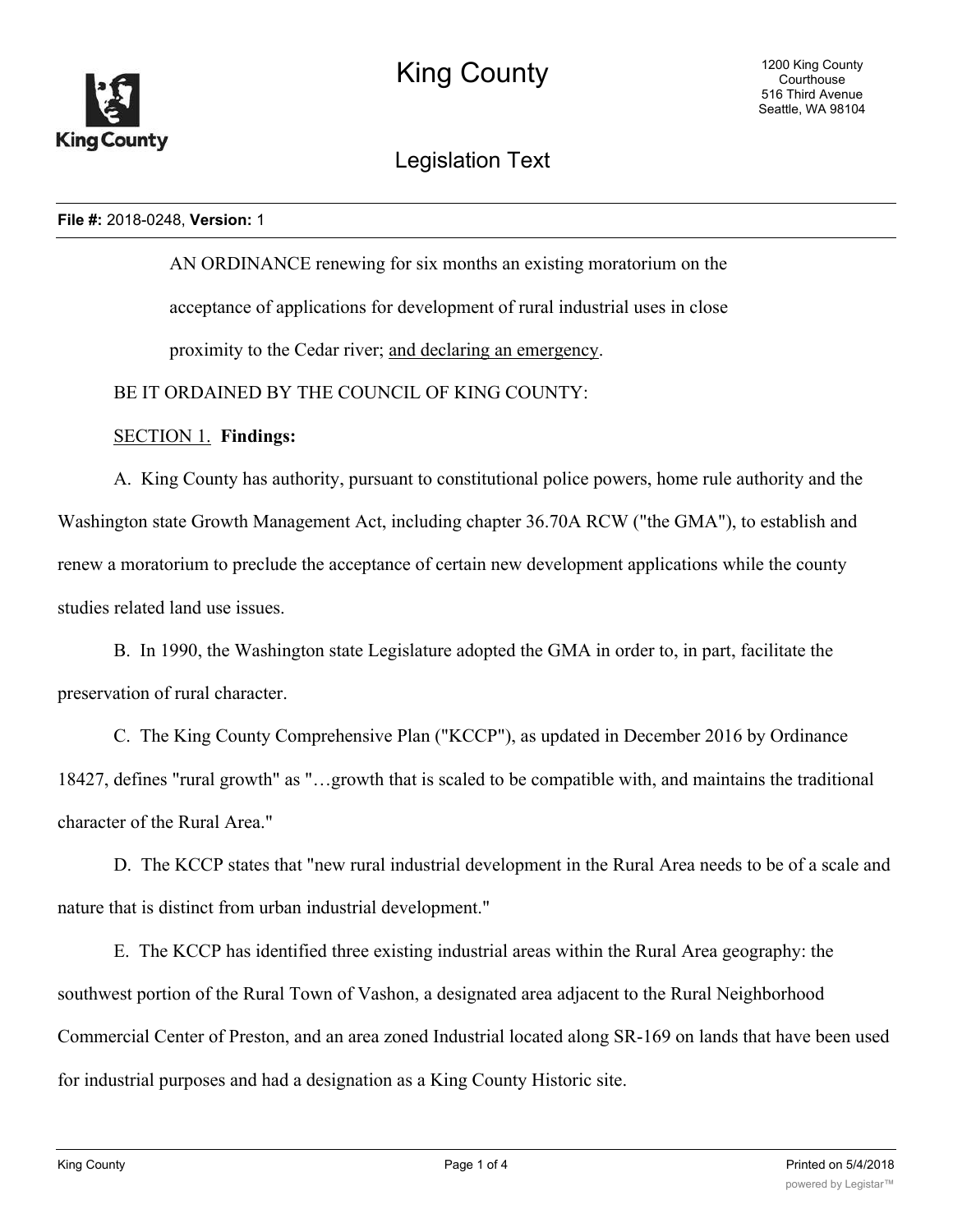# King County

1200 King County Courthouse
516 Third Avenue
Seattle, WA 98104

## Legislation Text

**File #:** 2018-0248, **Version:** 1

AN ORDINANCE renewing for six months an existing moratorium on the acceptance of applications for development of rural industrial uses in close proximity to the Cedar river; <u>and declaring an emergency</u>.

BE IT ORDAINED BY THE COUNCIL OF KING COUNTY:

<u>SECTION 1.</u> **Findings:**

A. King County has authority, pursuant to constitutional police powers, home rule authority and the Washington state Growth Management Act, including chapter 36.70A RCW ("the GMA"), to establish and renew a moratorium to preclude the acceptance of certain new development applications while the county studies related land use issues.

B. In 1990, the Washington state Legislature adopted the GMA in order to, in part, facilitate the preservation of rural character.

C. The King County Comprehensive Plan ("KCCP"), as updated in December 2016 by Ordinance 18427, defines "rural growth" as "…growth that is scaled to be compatible with, and maintains the traditional character of the Rural Area."

D. The KCCP states that "new rural industrial development in the Rural Area needs to be of a scale and nature that is distinct from urban industrial development."

E. The KCCP has identified three existing industrial areas within the Rural Area geography: the southwest portion of the Rural Town of Vashon, a designated area adjacent to the Rural Neighborhood Commercial Center of Preston, and an area zoned Industrial located along SR-169 on lands that have been used for industrial purposes and had a designation as a King County Historic site.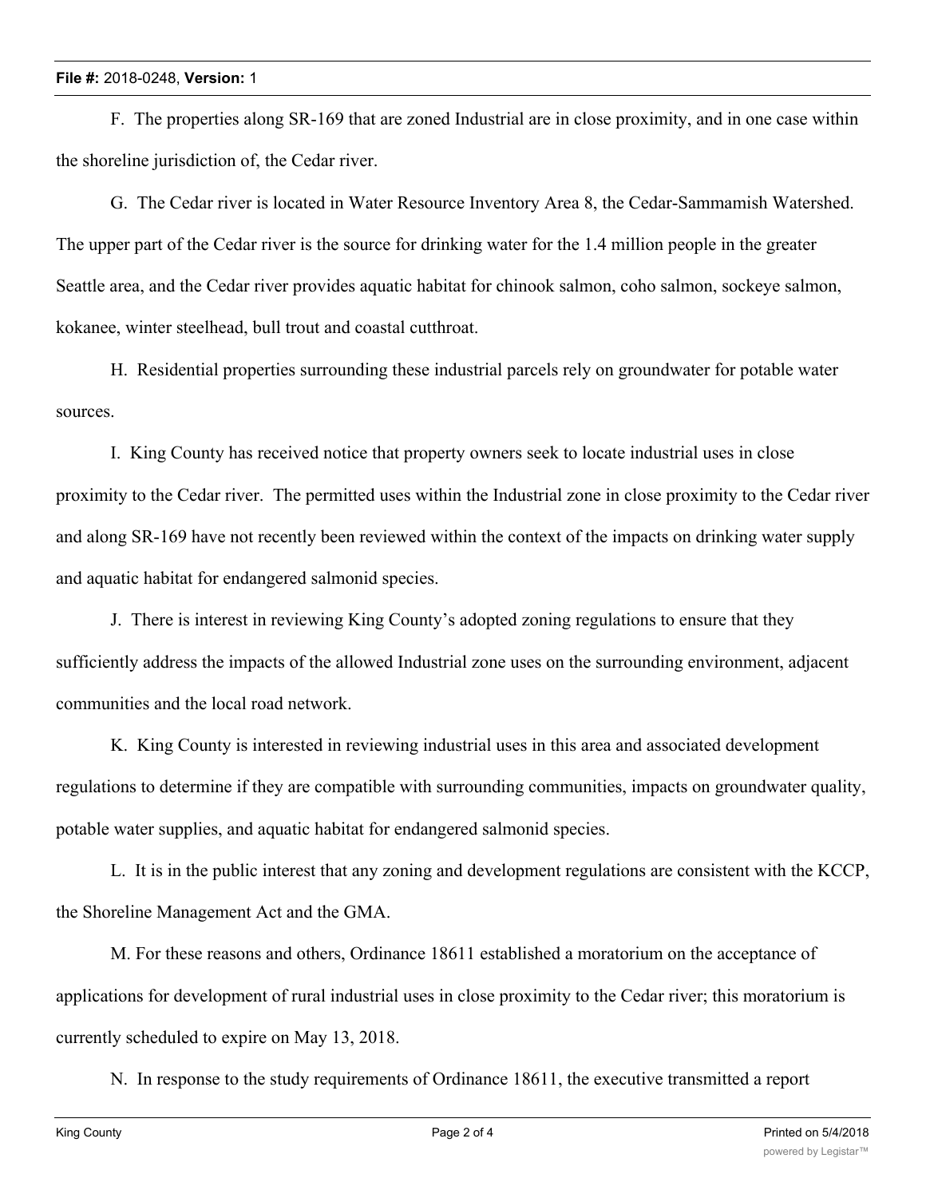F. The properties along SR-169 that are zoned Industrial are in close proximity, and in one case within the shoreline jurisdiction of, the Cedar river.

G. The Cedar river is located in Water Resource Inventory Area 8, the Cedar-Sammamish Watershed. The upper part of the Cedar river is the source for drinking water for the 1.4 million people in the greater Seattle area, and the Cedar river provides aquatic habitat for chinook salmon, coho salmon, sockeye salmon, kokanee, winter steelhead, bull trout and coastal cutthroat.

H. Residential properties surrounding these industrial parcels rely on groundwater for potable water sources.

I. King County has received notice that property owners seek to locate industrial uses in close proximity to the Cedar river. The permitted uses within the Industrial zone in close proximity to the Cedar river and along SR-169 have not recently been reviewed within the context of the impacts on drinking water supply and aquatic habitat for endangered salmonid species.

J. There is interest in reviewing King County's adopted zoning regulations to ensure that they sufficiently address the impacts of the allowed Industrial zone uses on the surrounding environment, adjacent communities and the local road network.

K. King County is interested in reviewing industrial uses in this area and associated development regulations to determine if they are compatible with surrounding communities, impacts on groundwater quality, potable water supplies, and aquatic habitat for endangered salmonid species.

L. It is in the public interest that any zoning and development regulations are consistent with the KCCP, the Shoreline Management Act and the GMA.

M. For these reasons and others, Ordinance 18611 established a moratorium on the acceptance of applications for development of rural industrial uses in close proximity to the Cedar river; this moratorium is currently scheduled to expire on May 13, 2018.

N. In response to the study requirements of Ordinance 18611, the executive transmitted a report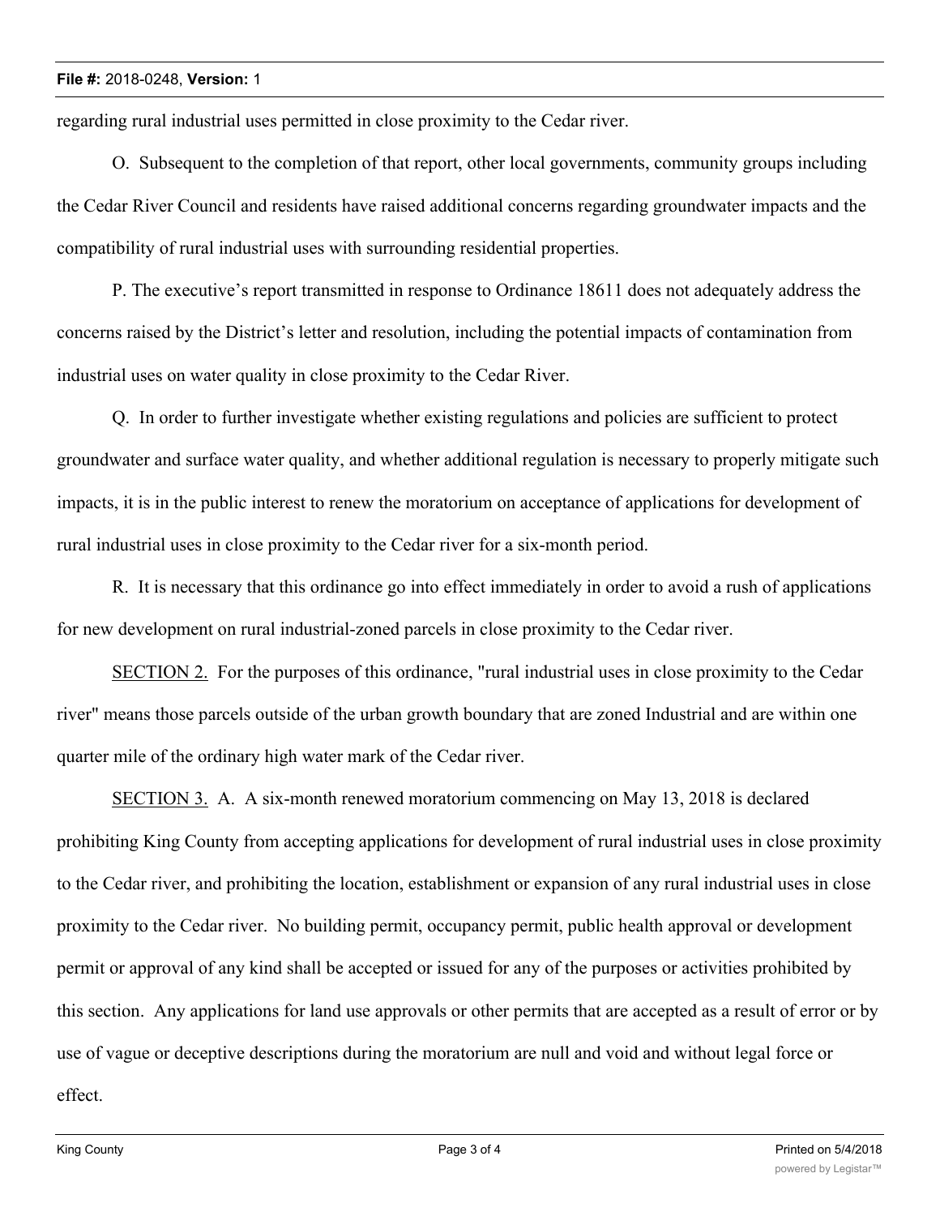regarding rural industrial uses permitted in close proximity to the Cedar river.

O. Subsequent to the completion of that report, other local governments, community groups including the Cedar River Council and residents have raised additional concerns regarding groundwater impacts and the compatibility of rural industrial uses with surrounding residential properties.

P. The executive's report transmitted in response to Ordinance 18611 does not adequately address the concerns raised by the District's letter and resolution, including the potential impacts of contamination from industrial uses on water quality in close proximity to the Cedar River.

Q. In order to further investigate whether existing regulations and policies are sufficient to protect groundwater and surface water quality, and whether additional regulation is necessary to properly mitigate such impacts, it is in the public interest to renew the moratorium on acceptance of applications for development of rural industrial uses in close proximity to the Cedar river for a six-month period.

R. It is necessary that this ordinance go into effect immediately in order to avoid a rush of applications for new development on rural industrial-zoned parcels in close proximity to the Cedar river.

SECTION 2. For the purposes of this ordinance, "rural industrial uses in close proximity to the Cedar river" means those parcels outside of the urban growth boundary that are zoned Industrial and are within one quarter mile of the ordinary high water mark of the Cedar river.

SECTION 3. A. A six-month renewed moratorium commencing on May 13, 2018 is declared prohibiting King County from accepting applications for development of rural industrial uses in close proximity to the Cedar river, and prohibiting the location, establishment or expansion of any rural industrial uses in close proximity to the Cedar river. No building permit, occupancy permit, public health approval or development permit or approval of any kind shall be accepted or issued for any of the purposes or activities prohibited by this section. Any applications for land use approvals or other permits that are accepted as a result of error or by use of vague or deceptive descriptions during the moratorium are null and void and without legal force or effect.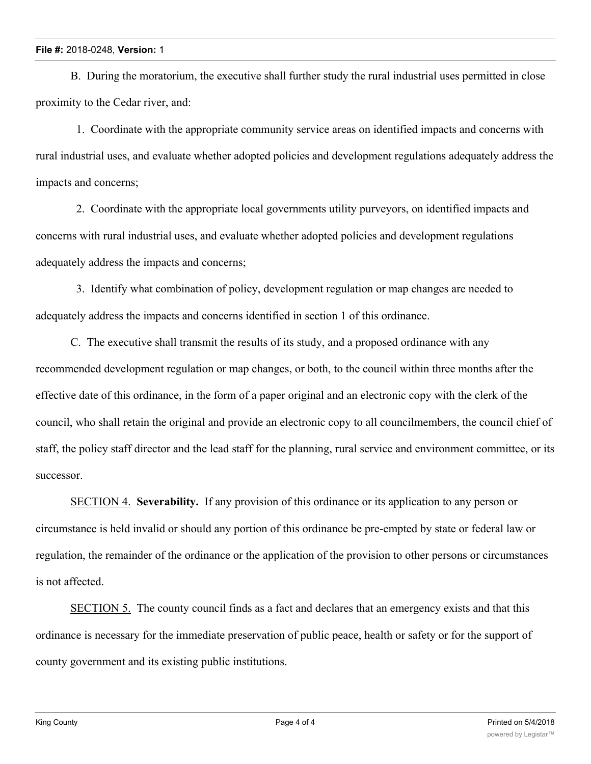B. During the moratorium, the executive shall further study the rural industrial uses permitted in close proximity to the Cedar river, and:

1. Coordinate with the appropriate community service areas on identified impacts and concerns with rural industrial uses, and evaluate whether adopted policies and development regulations adequately address the impacts and concerns;

2. Coordinate with the appropriate local governments utility purveyors, on identified impacts and concerns with rural industrial uses, and evaluate whether adopted policies and development regulations adequately address the impacts and concerns;

3. Identify what combination of policy, development regulation or map changes are needed to adequately address the impacts and concerns identified in section 1 of this ordinance.

C. The executive shall transmit the results of its study, and a proposed ordinance with any recommended development regulation or map changes, or both, to the council within three months after the effective date of this ordinance, in the form of a paper original and an electronic copy with the clerk of the council, who shall retain the original and provide an electronic copy to all councilmembers, the council chief of staff, the policy staff director and the lead staff for the planning, rural service and environment committee, or its successor.

SECTION 4. **Severability.** If any provision of this ordinance or its application to any person or circumstance is held invalid or should any portion of this ordinance be pre-empted by state or federal law or regulation, the remainder of the ordinance or the application of the provision to other persons or circumstances is not affected.

SECTION 5. The county council finds as a fact and declares that an emergency exists and that this ordinance is necessary for the immediate preservation of public peace, health or safety or for the support of county government and its existing public institutions.